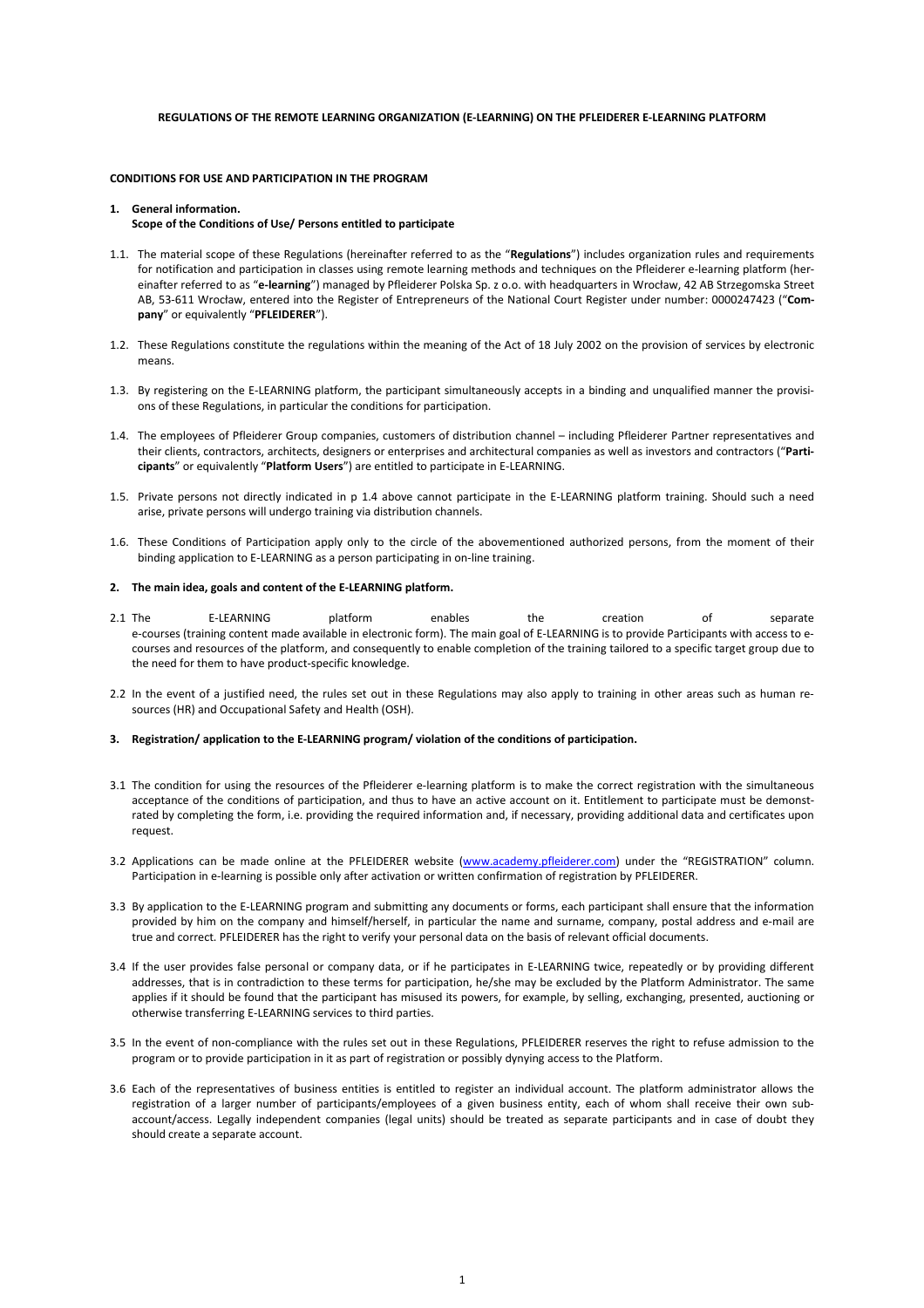**REGULATIONS OF THE REMOTE LEARNING ORGANIZATION (E-LEARNING) ON THE PFLEIDERER E-LEARNING PLATFORM**

**CONDITIONS FOR USE AND PARTICIPATION IN THE PROGRAM**

**1. General information.**
**Scope of the Conditions of Use/ Persons entitled to participate**

1.1. The material scope of these Regulations (hereinafter referred to as the "**Regulations**") includes organization rules and requirements for notification and participation in classes using remote learning methods and techniques on the Pfleiderer e-learning platform (hereinafter referred to as "**e-learning**") managed by Pfleiderer Polska Sp. z o.o. with headquarters in Wrocław, 42 AB Strzegomska Street AB, 53-611 Wrocław, entered into the Register of Entrepreneurs of the National Court Register under number: 0000247423 ("**Company**" or equivalently "**PFLEIDERER**").

1.2. These Regulations constitute the regulations within the meaning of the Act of 18 July 2002 on the provision of services by electronic means.

1.3. By registering on the E-LEARNING platform, the participant simultaneously accepts in a binding and unqualified manner the provisions of these Regulations, in particular the conditions for participation.

1.4. The employees of Pfleiderer Group companies, customers of distribution channel – including Pfleiderer Partner representatives and their clients, contractors, architects, designers or enterprises and architectural companies as well as investors and contractors ("**Participants**" or equivalently "**Platform Users**") are entitled to participate in E-LEARNING.

1.5. Private persons not directly indicated in p 1.4 above cannot participate in the E-LEARNING platform training. Should such a need arise, private persons will undergo training via distribution channels.

1.6. These Conditions of Participation apply only to the circle of the abovementioned authorized persons, from the moment of their binding application to E-LEARNING as a person participating in on-line training.

**2. The main idea, goals and content of the E-LEARNING platform.**

2.1 The E-LEARNING platform enables the creation of separate e-courses (training content made available in electronic form). The main goal of E-LEARNING is to provide Participants with access to e-courses and resources of the platform, and consequently to enable completion of the training tailored to a specific target group due to the need for them to have product-specific knowledge.

2.2 In the event of a justified need, the rules set out in these Regulations may also apply to training in other areas such as human resources (HR) and Occupational Safety and Health (OSH).

**3. Registration/ application to the E-LEARNING program/ violation of the conditions of participation.**

3.1 The condition for using the resources of the Pfleiderer e-learning platform is to make the correct registration with the simultaneous acceptance of the conditions of participation, and thus to have an active account on it. Entitlement to participate must be demonstrated by completing the form, i.e. providing the required information and, if necessary, providing additional data and certificates upon request.

3.2 Applications can be made online at the PFLEIDERER website (www.academy.pfleiderer.com) under the "REGISTRATION" column. Participation in e-learning is possible only after activation or written confirmation of registration by PFLEIDERER.

3.3 By application to the E-LEARNING program and submitting any documents or forms, each participant shall ensure that the information provided by him on the company and himself/herself, in particular the name and surname, company, postal address and e-mail are true and correct. PFLEIDERER has the right to verify your personal data on the basis of relevant official documents.

3.4 If the user provides false personal or company data, or if he participates in E-LEARNING twice, repeatedly or by providing different addresses, that is in contradiction to these terms for participation, he/she may be excluded by the Platform Administrator. The same applies if it should be found that the participant has misused its powers, for example, by selling, exchanging, presented, auctioning or otherwise transferring E-LEARNING services to third parties.

3.5 In the event of non-compliance with the rules set out in these Regulations, PFLEIDERER reserves the right to refuse admission to the program or to provide participation in it as part of registration or possibly dynying access to the Platform.

3.6 Each of the representatives of business entities is entitled to register an individual account. The platform administrator allows the registration of a larger number of participants/employees of a given business entity, each of whom shall receive their own sub-account/access. Legally independent companies (legal units) should be treated as separate participants and in case of doubt they should create a separate account.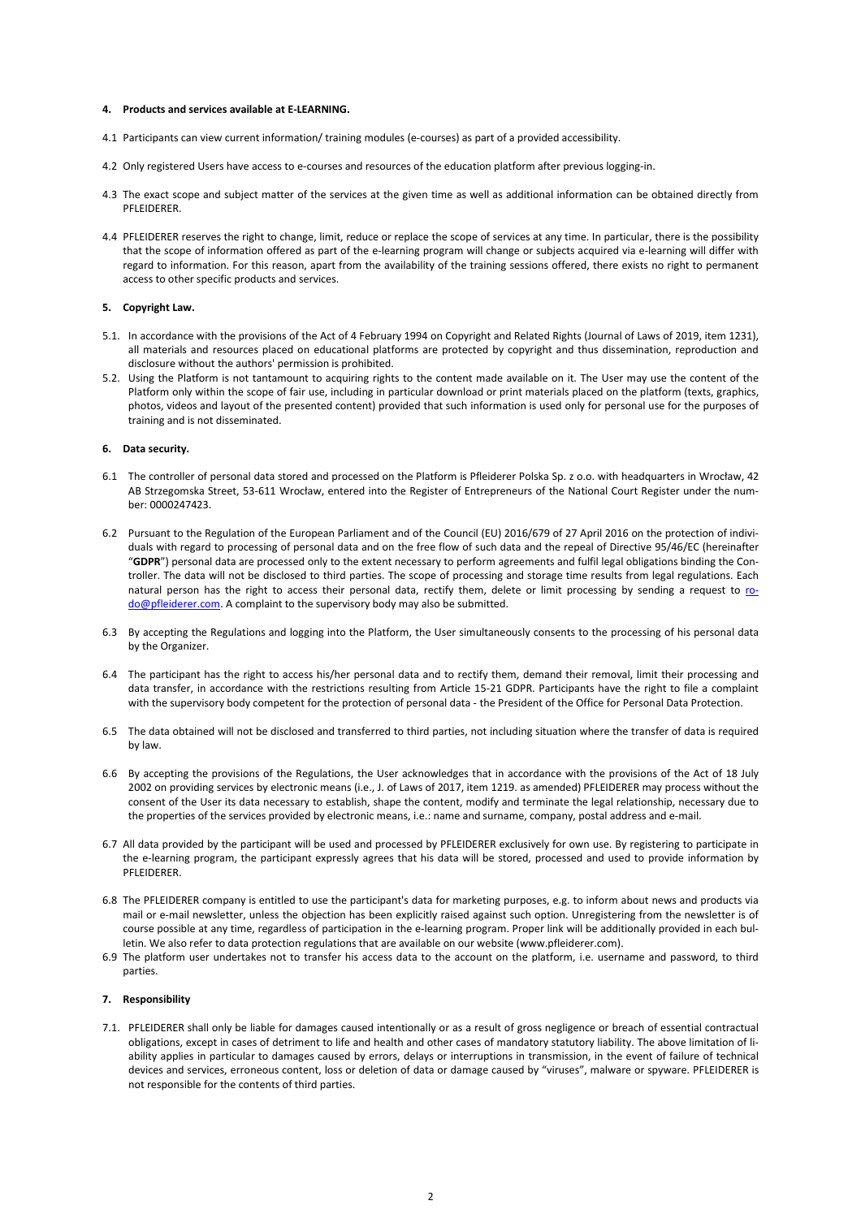**4. Products and services available at E-LEARNING.**

4.1 Participants can view current information/ training modules (e-courses) as part of a provided accessibility.

4.2 Only registered Users have access to e-courses and resources of the education platform after previous logging-in.

4.3 The exact scope and subject matter of the services at the given time as well as additional information can be obtained directly from PFLEIDERER.

4.4 PFLEIDERER reserves the right to change, limit, reduce or replace the scope of services at any time. In particular, there is the possibility that the scope of information offered as part of the e-learning program will change or subjects acquired via e-learning will differ with regard to information. For this reason, apart from the availability of the training sessions offered, there exists no right to permanent access to other specific products and services.

**5. Copyright Law.**

5.1. In accordance with the provisions of the Act of 4 February 1994 on Copyright and Related Rights (Journal of Laws of 2019, item 1231), all materials and resources placed on educational platforms are protected by copyright and thus dissemination, reproduction and disclosure without the authors' permission is prohibited.

5.2. Using the Platform is not tantamount to acquiring rights to the content made available on it. The User may use the content of the Platform only within the scope of fair use, including in particular download or print materials placed on the platform (texts, graphics, photos, videos and layout of the presented content) provided that such information is used only for personal use for the purposes of training and is not disseminated.

**6. Data security.**

6.1 The controller of personal data stored and processed on the Platform is Pfleiderer Polska Sp. z o.o. with headquarters in Wrocław, 42 AB Strzegomska Street, 53-611 Wrocław, entered into the Register of Entrepreneurs of the National Court Register under the number: 0000247423.

6.2 Pursuant to the Regulation of the European Parliament and of the Council (EU) 2016/679 of 27 April 2016 on the protection of individuals with regard to processing of personal data and on the free flow of such data and the repeal of Directive 95/46/EC (hereinafter "**GDPR**") personal data are processed only to the extent necessary to perform agreements and fulfil legal obligations binding the Controller. The data will not be disclosed to third parties. The scope of processing and storage time results from legal regulations. Each natural person has the right to access their personal data, rectify them, delete or limit processing by sending a request to rodo@pfleiderer.com. A complaint to the supervisory body may also be submitted.

6.3 By accepting the Regulations and logging into the Platform, the User simultaneously consents to the processing of his personal data by the Organizer.

6.4 The participant has the right to access his/her personal data and to rectify them, demand their removal, limit their processing and data transfer, in accordance with the restrictions resulting from Article 15-21 GDPR. Participants have the right to file a complaint with the supervisory body competent for the protection of personal data - the President of the Office for Personal Data Protection.

6.5 The data obtained will not be disclosed and transferred to third parties, not including situation where the transfer of data is required by law.

6.6 By accepting the provisions of the Regulations, the User acknowledges that in accordance with the provisions of the Act of 18 July 2002 on providing services by electronic means (i.e., J. of Laws of 2017, item 1219. as amended) PFLEIDERER may process without the consent of the User its data necessary to establish, shape the content, modify and terminate the legal relationship, necessary due to the properties of the services provided by electronic means, i.e.: name and surname, company, postal address and e-mail.

6.7 All data provided by the participant will be used and processed by PFLEIDERER exclusively for own use. By registering to participate in the e-learning program, the participant expressly agrees that his data will be stored, processed and used to provide information by PFLEIDERER.

6.8 The PFLEIDERER company is entitled to use the participant's data for marketing purposes, e.g. to inform about news and products via mail or e-mail newsletter, unless the objection has been explicitly raised against such option. Unregistering from the newsletter is of course possible at any time, regardless of participation in the e-learning program. Proper link will be additionally provided in each bulletin. We also refer to data protection regulations that are available on our website (www.pfleiderer.com).

6.9 The platform user undertakes not to transfer his access data to the account on the platform, i.e. username and password, to third parties.

**7. Responsibility**

7.1. PFLEIDERER shall only be liable for damages caused intentionally or as a result of gross negligence or breach of essential contractual obligations, except in cases of detriment to life and health and other cases of mandatory statutory liability. The above limitation of liability applies in particular to damages caused by errors, delays or interruptions in transmission, in the event of failure of technical devices and services, erroneous content, loss or deletion of data or damage caused by "viruses", malware or spyware. PFLEIDERER is not responsible for the contents of third parties.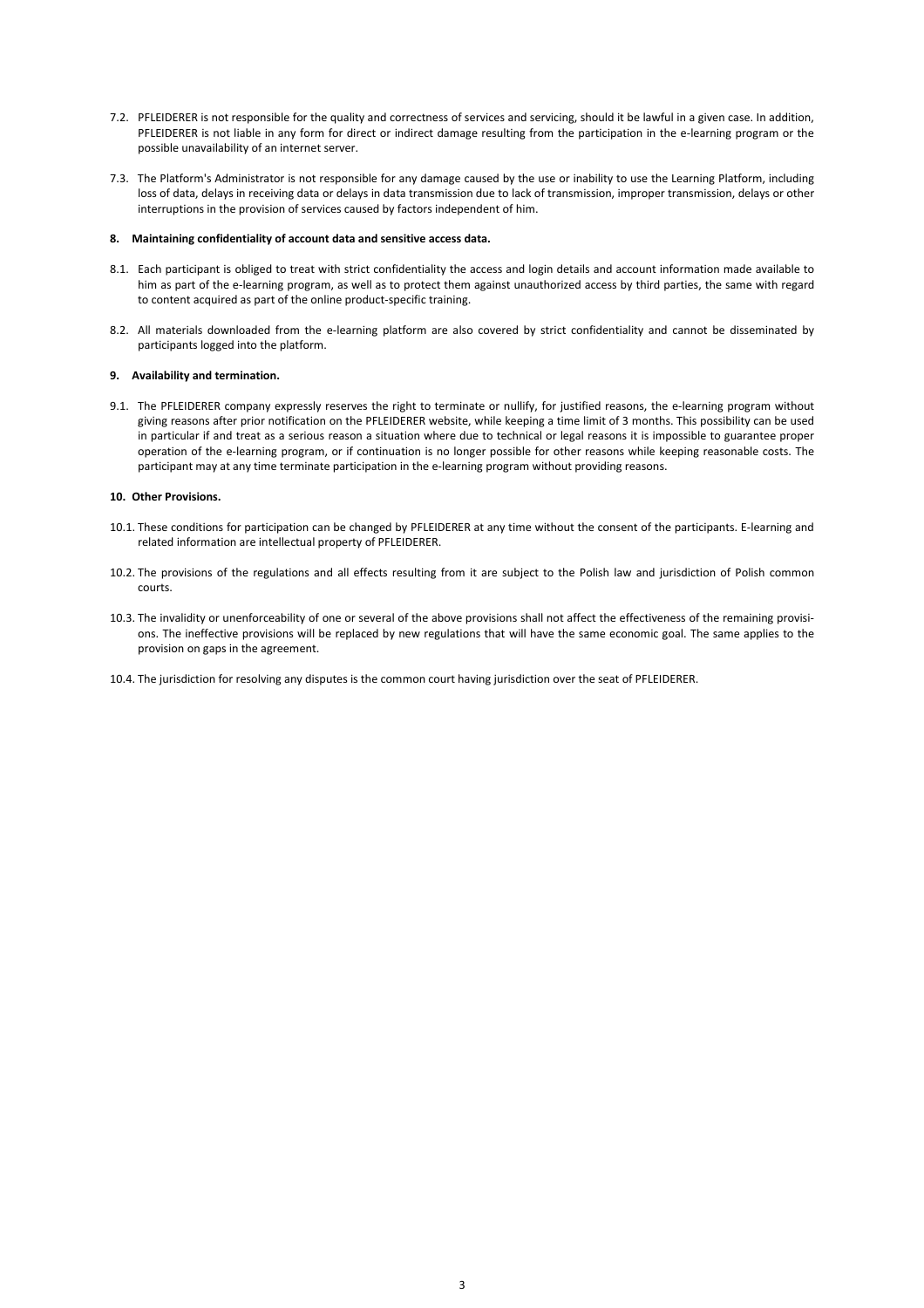7.2. PFLEIDERER is not responsible for the quality and correctness of services and servicing, should it be lawful in a given case. In addition, PFLEIDERER is not liable in any form for direct or indirect damage resulting from the participation in the e-learning program or the possible unavailability of an internet server.

7.3. The Platform's Administrator is not responsible for any damage caused by the use or inability to use the Learning Platform, including loss of data, delays in receiving data or delays in data transmission due to lack of transmission, improper transmission, delays or other interruptions in the provision of services caused by factors independent of him.

**8. Maintaining confidentiality of account data and sensitive access data.**

8.1. Each participant is obliged to treat with strict confidentiality the access and login details and account information made available to him as part of the e-learning program, as well as to protect them against unauthorized access by third parties, the same with regard to content acquired as part of the online product-specific training.

8.2. All materials downloaded from the e-learning platform are also covered by strict confidentiality and cannot be disseminated by participants logged into the platform.

**9. Availability and termination.**

9.1. The PFLEIDERER company expressly reserves the right to terminate or nullify, for justified reasons, the e-learning program without giving reasons after prior notification on the PFLEIDERER website, while keeping a time limit of 3 months. This possibility can be used in particular if and treat as a serious reason a situation where due to technical or legal reasons it is impossible to guarantee proper operation of the e-learning program, or if continuation is no longer possible for other reasons while keeping reasonable costs. The participant may at any time terminate participation in the e-learning program without providing reasons.

**10. Other Provisions.**

10.1. These conditions for participation can be changed by PFLEIDERER at any time without the consent of the participants. E-learning and related information are intellectual property of PFLEIDERER.

10.2. The provisions of the regulations and all effects resulting from it are subject to the Polish law and jurisdiction of Polish common courts.

10.3. The invalidity or unenforceability of one or several of the above provisions shall not affect the effectiveness of the remaining provisions. The ineffective provisions will be replaced by new regulations that will have the same economic goal. The same applies to the provision on gaps in the agreement.

10.4. The jurisdiction for resolving any disputes is the common court having jurisdiction over the seat of PFLEIDERER.